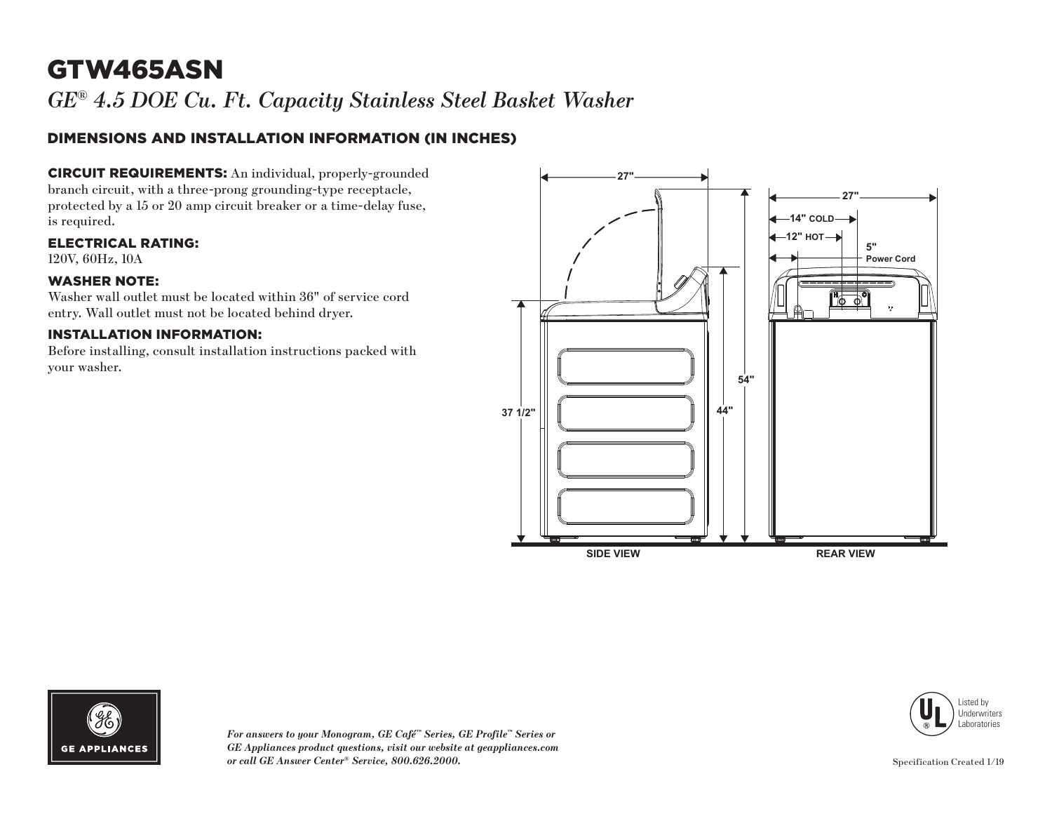# GTW465ASN

*GE® 4.5 DOE Cu. Ft. Capacity Stainless Steel Basket Washer*

## DIMENSIONS AND INSTALLATION INFORMATION (IN INCHES)

**CIRCUIT REQUIREMENTS:** An individual, properly-grounded branch circuit, with a three-prong grounding-type receptacle, protected by a 15 or 20 amp circuit breaker or a time-delay fuse, is required.

### ELECTRICAL RATING:

120V, 60Hz, 10A

### WASHER NOTE:

Washer wall outlet must be located within 36" of service cord entry. Wall outlet must not be located behind dryer.

### INSTALLATION INFORMATION:

Before installing, consult installation instructions packed with your washer.

27"

27"

14" COLD

12" HOT

5" Power Cord

54"

44"

37 1/2"

SIDE VIEW

REAR VIEW

*For answers to your Monogram, GE Café™ Series, GE Profile™ Series or GE Appliances product questions, visit our website at geappliances.com or call GE Answer Center® Service, 800.626.2000.*

Listed by Underwriters Laboratories

Specification Created 1/19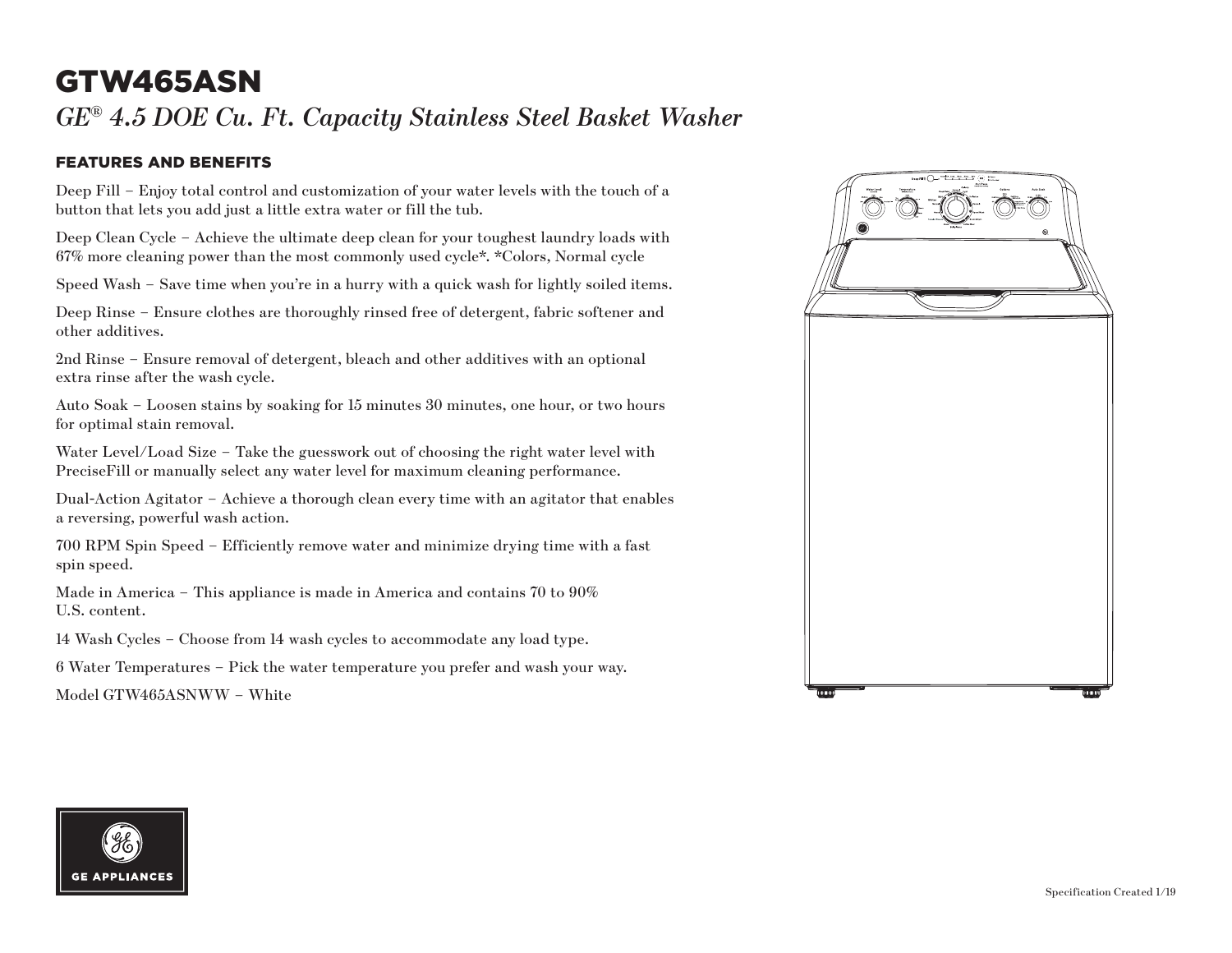# GTW465ASN

*GE® 4.5 DOE Cu. Ft. Capacity Stainless Steel Basket Washer*

## FEATURES AND BENEFITS

Deep Fill – Enjoy total control and customization of your water levels with the touch of a button that lets you add just a little extra water or fill the tub.

Deep Clean Cycle – Achieve the ultimate deep clean for your toughest laundry loads with 67% more cleaning power than the most commonly used cycle*. *Colors, Normal cycle

Speed Wash – Save time when you're in a hurry with a quick wash for lightly soiled items.

Deep Rinse – Ensure clothes are thoroughly rinsed free of detergent, fabric softener and other additives.

2nd Rinse – Ensure removal of detergent, bleach and other additives with an optional extra rinse after the wash cycle.

Auto Soak – Loosen stains by soaking for 15 minutes 30 minutes, one hour, or two hours for optimal stain removal.

Water Level/Load Size – Take the guesswork out of choosing the right water level with PreciseFill or manually select any water level for maximum cleaning performance.

Dual-Action Agitator – Achieve a thorough clean every time with an agitator that enables a reversing, powerful wash action.

700 RPM Spin Speed – Efficiently remove water and minimize drying time with a fast spin speed.

Made in America – This appliance is made in America and contains 70 to 90% U.S. content.

14 Wash Cycles – Choose from 14 wash cycles to accommodate any load type.

6 Water Temperatures – Pick the water temperature you prefer and wash your way.

Model GTW465ASNWW – White

GE APPLIANCES

Specification Created 1/19